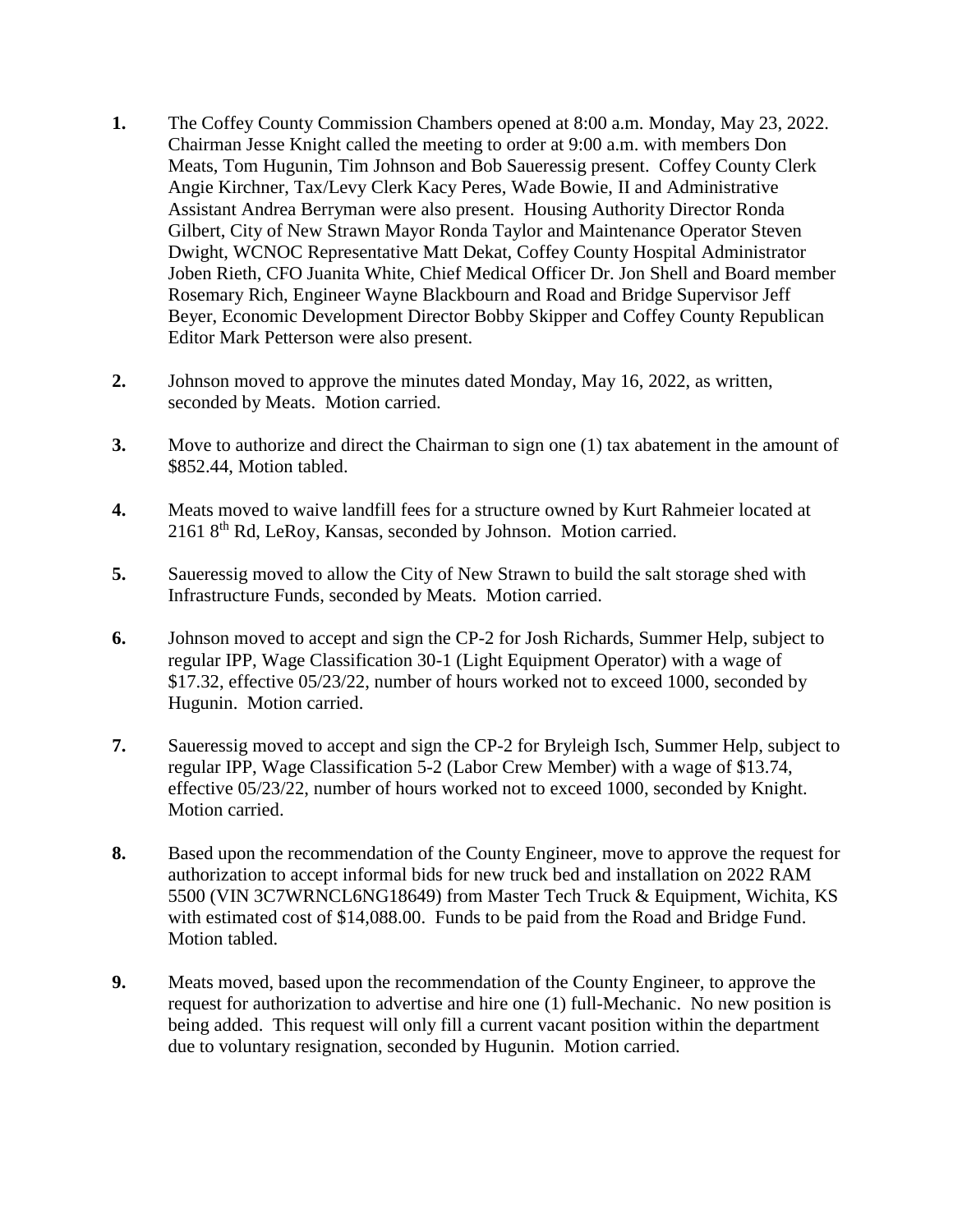1. The Coffey County Commission Chambers opened at 8:00 a.m. Monday, May 23, 2022. Chairman Jesse Knight called the meeting to order at 9:00 a.m. with members Don Meats, Tom Hugunin, Tim Johnson and Bob Saueressig present. Coffey County Clerk Angie Kirchner, Tax/Levy Clerk Kacy Peres, Wade Bowie, II and Administrative Assistant Andrea Berryman were also present. Housing Authority Director Ronda Gilbert, City of New Strawn Mayor Ronda Taylor and Maintenance Operator Steven Dwight, WCNOC Representative Matt Dekat, Coffey County Hospital Administrator Joben Rieth, CFO Juanita White, Chief Medical Officer Dr. Jon Shell and Board member Rosemary Rich, Engineer Wayne Blackbourn and Road and Bridge Supervisor Jeff Beyer, Economic Development Director Bobby Skipper and Coffey County Republican Editor Mark Petterson were also present.

2. Johnson moved to approve the minutes dated Monday, May 16, 2022, as written, seconded by Meats. Motion carried.

3. Move to authorize and direct the Chairman to sign one (1) tax abatement in the amount of $852.44, Motion tabled.

4. Meats moved to waive landfill fees for a structure owned by Kurt Rahmeier located at 2161 8th Rd, LeRoy, Kansas, seconded by Johnson. Motion carried.

5. Saueressig moved to allow the City of New Strawn to build the salt storage shed with Infrastructure Funds, seconded by Meats. Motion carried.

6. Johnson moved to accept and sign the CP-2 for Josh Richards, Summer Help, subject to regular IPP, Wage Classification 30-1 (Light Equipment Operator) with a wage of $17.32, effective 05/23/22, number of hours worked not to exceed 1000, seconded by Hugunin. Motion carried.

7. Saueressig moved to accept and sign the CP-2 for Bryleigh Isch, Summer Help, subject to regular IPP, Wage Classification 5-2 (Labor Crew Member) with a wage of $13.74, effective 05/23/22, number of hours worked not to exceed 1000, seconded by Knight. Motion carried.

8. Based upon the recommendation of the County Engineer, move to approve the request for authorization to accept informal bids for new truck bed and installation on 2022 RAM 5500 (VIN 3C7WRNCL6NG18649) from Master Tech Truck & Equipment, Wichita, KS with estimated cost of $14,088.00. Funds to be paid from the Road and Bridge Fund. Motion tabled.

9. Meats moved, based upon the recommendation of the County Engineer, to approve the request for authorization to advertise and hire one (1) full-Mechanic. No new position is being added. This request will only fill a current vacant position within the department due to voluntary resignation, seconded by Hugunin. Motion carried.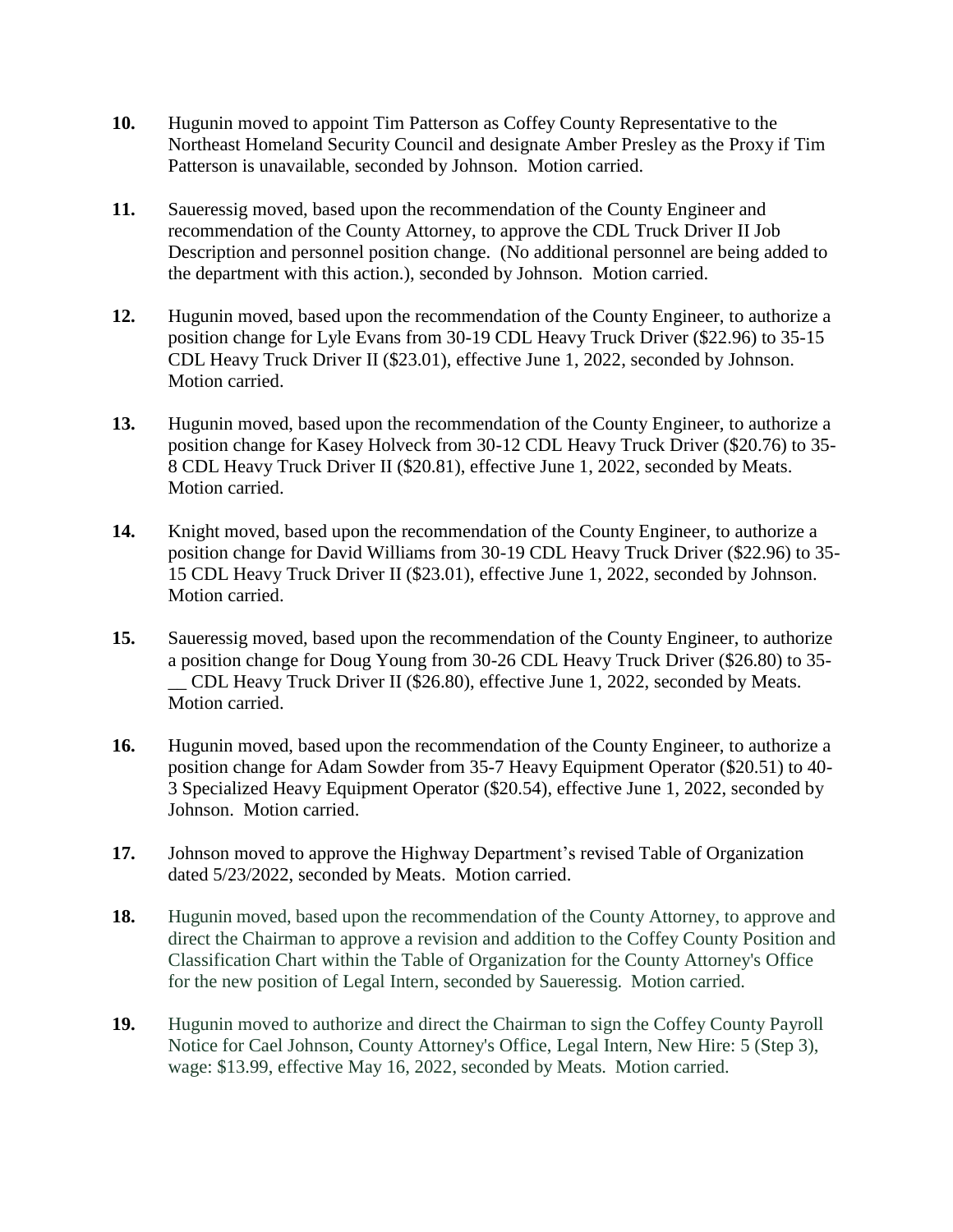**10.** Hugunin moved to appoint Tim Patterson as Coffey County Representative to the Northeast Homeland Security Council and designate Amber Presley as the Proxy if Tim Patterson is unavailable, seconded by Johnson. Motion carried.

**11.** Saueressig moved, based upon the recommendation of the County Engineer and recommendation of the County Attorney, to approve the CDL Truck Driver II Job Description and personnel position change. (No additional personnel are being added to the department with this action.), seconded by Johnson. Motion carried.

**12.** Hugunin moved, based upon the recommendation of the County Engineer, to authorize a position change for Lyle Evans from 30-19 CDL Heavy Truck Driver ($22.96) to 35-15 CDL Heavy Truck Driver II ($23.01), effective June 1, 2022, seconded by Johnson. Motion carried.

**13.** Hugunin moved, based upon the recommendation of the County Engineer, to authorize a position change for Kasey Holveck from 30-12 CDL Heavy Truck Driver ($20.76) to 35-8 CDL Heavy Truck Driver II ($20.81), effective June 1, 2022, seconded by Meats. Motion carried.

**14.** Knight moved, based upon the recommendation of the County Engineer, to authorize a position change for David Williams from 30-19 CDL Heavy Truck Driver ($22.96) to 35-15 CDL Heavy Truck Driver II ($23.01), effective June 1, 2022, seconded by Johnson. Motion carried.

**15.** Saueressig moved, based upon the recommendation of the County Engineer, to authorize a position change for Doug Young from 30-26 CDL Heavy Truck Driver ($26.80) to 35-__ CDL Heavy Truck Driver II ($26.80), effective June 1, 2022, seconded by Meats. Motion carried.

**16.** Hugunin moved, based upon the recommendation of the County Engineer, to authorize a position change for Adam Sowder from 35-7 Heavy Equipment Operator ($20.51) to 40-3 Specialized Heavy Equipment Operator ($20.54), effective June 1, 2022, seconded by Johnson. Motion carried.

**17.** Johnson moved to approve the Highway Department's revised Table of Organization dated 5/23/2022, seconded by Meats. Motion carried.

**18.** Hugunin moved, based upon the recommendation of the County Attorney, to approve and direct the Chairman to approve a revision and addition to the Coffey County Position and Classification Chart within the Table of Organization for the County Attorney's Office for the new position of Legal Intern, seconded by Saueressig. Motion carried.

**19.** Hugunin moved to authorize and direct the Chairman to sign the Coffey County Payroll Notice for Cael Johnson, County Attorney's Office, Legal Intern, New Hire: 5 (Step 3), wage: $13.99, effective May 16, 2022, seconded by Meats. Motion carried.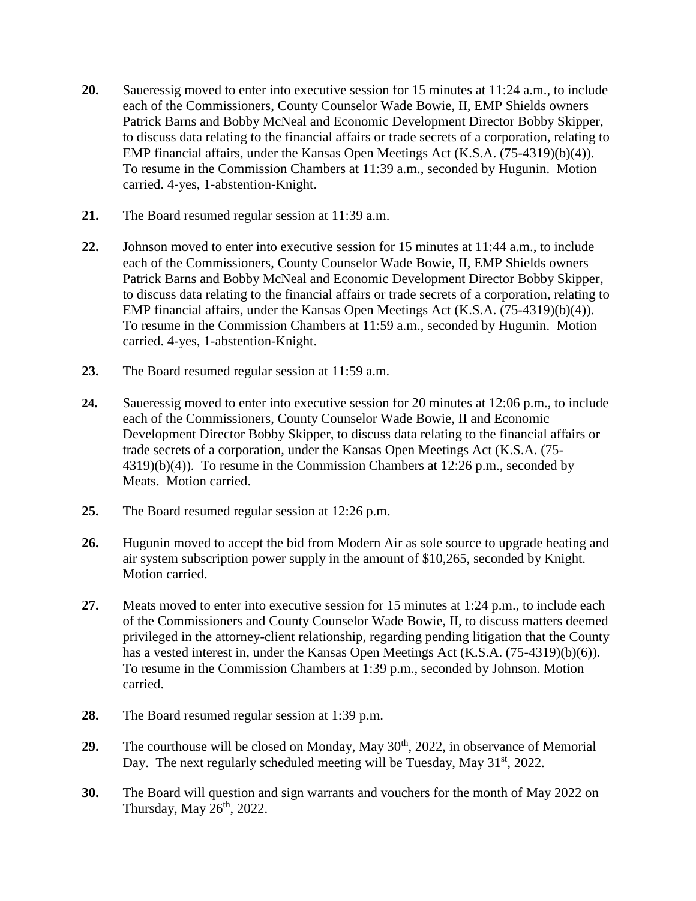**20.** Saueressig moved to enter into executive session for 15 minutes at 11:24 a.m., to include each of the Commissioners, County Counselor Wade Bowie, II, EMP Shields owners Patrick Barns and Bobby McNeal and Economic Development Director Bobby Skipper, to discuss data relating to the financial affairs or trade secrets of a corporation, relating to EMP financial affairs, under the Kansas Open Meetings Act (K.S.A. (75-4319)(b)(4)). To resume in the Commission Chambers at 11:39 a.m., seconded by Hugunin. Motion carried. 4-yes, 1-abstention-Knight.

**21.** The Board resumed regular session at 11:39 a.m.

**22.** Johnson moved to enter into executive session for 15 minutes at 11:44 a.m., to include each of the Commissioners, County Counselor Wade Bowie, II, EMP Shields owners Patrick Barns and Bobby McNeal and Economic Development Director Bobby Skipper, to discuss data relating to the financial affairs or trade secrets of a corporation, relating to EMP financial affairs, under the Kansas Open Meetings Act (K.S.A. (75-4319)(b)(4)). To resume in the Commission Chambers at 11:59 a.m., seconded by Hugunin. Motion carried. 4-yes, 1-abstention-Knight.

**23.** The Board resumed regular session at 11:59 a.m.

**24.** Saueressig moved to enter into executive session for 20 minutes at 12:06 p.m., to include each of the Commissioners, County Counselor Wade Bowie, II and Economic Development Director Bobby Skipper, to discuss data relating to the financial affairs or trade secrets of a corporation, under the Kansas Open Meetings Act (K.S.A. (75-4319)(b)(4)). To resume in the Commission Chambers at 12:26 p.m., seconded by Meats. Motion carried.

**25.** The Board resumed regular session at 12:26 p.m.

**26.** Hugunin moved to accept the bid from Modern Air as sole source to upgrade heating and air system subscription power supply in the amount of $10,265, seconded by Knight. Motion carried.

**27.** Meats moved to enter into executive session for 15 minutes at 1:24 p.m., to include each of the Commissioners and County Counselor Wade Bowie, II, to discuss matters deemed privileged in the attorney-client relationship, regarding pending litigation that the County has a vested interest in, under the Kansas Open Meetings Act (K.S.A. (75-4319)(b)(6)). To resume in the Commission Chambers at 1:39 p.m., seconded by Johnson. Motion carried.

**28.** The Board resumed regular session at 1:39 p.m.

**29.** The courthouse will be closed on Monday, May 30th, 2022, in observance of Memorial Day. The next regularly scheduled meeting will be Tuesday, May 31st, 2022.

**30.** The Board will question and sign warrants and vouchers for the month of May 2022 on Thursday, May 26th, 2022.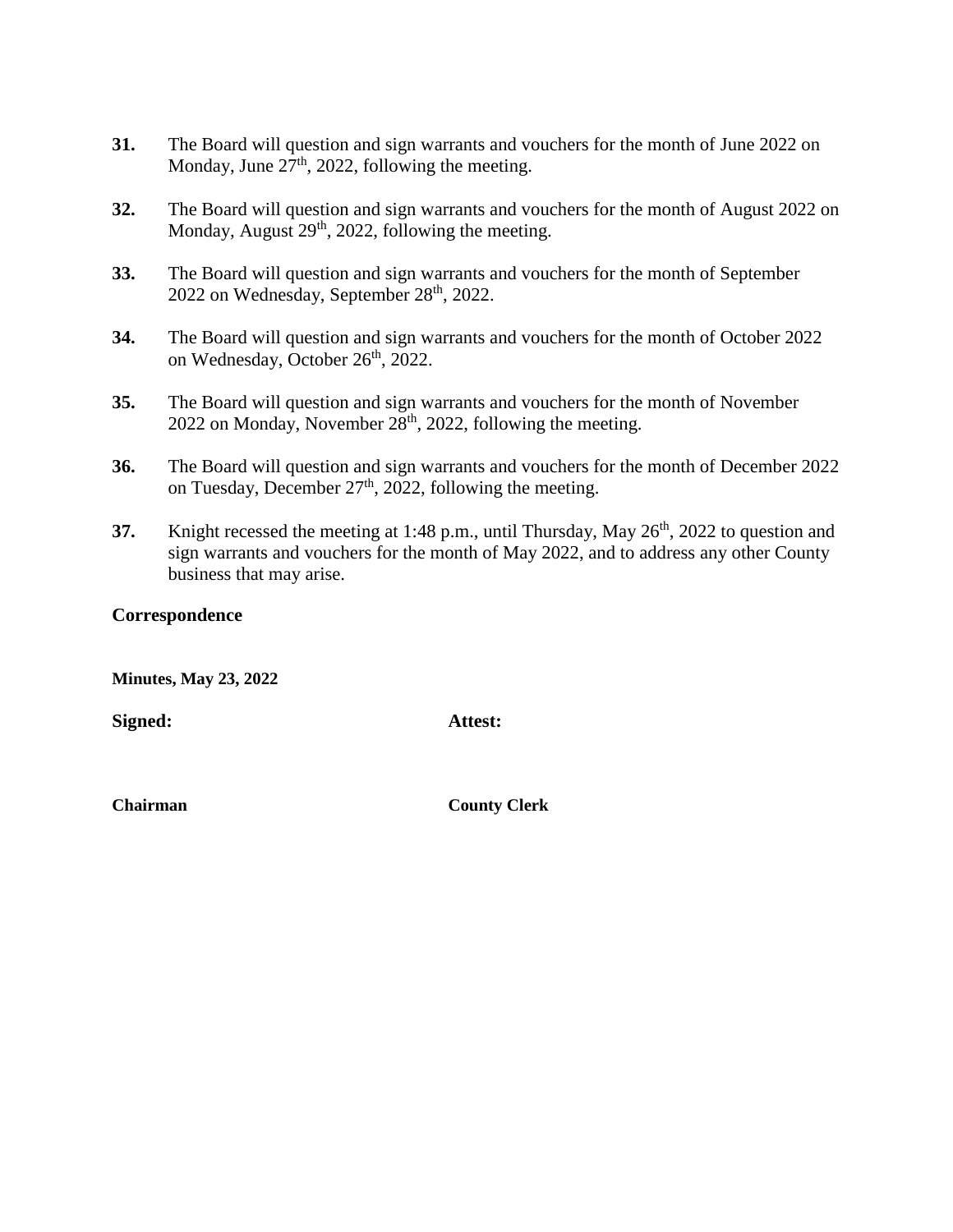**31.** The Board will question and sign warrants and vouchers for the month of June 2022 on Monday, June 27th, 2022, following the meeting.

**32.** The Board will question and sign warrants and vouchers for the month of August 2022 on Monday, August 29th, 2022, following the meeting.

**33.** The Board will question and sign warrants and vouchers for the month of September 2022 on Wednesday, September 28th, 2022.

**34.** The Board will question and sign warrants and vouchers for the month of October 2022 on Wednesday, October 26th, 2022.

**35.** The Board will question and sign warrants and vouchers for the month of November 2022 on Monday, November 28th, 2022, following the meeting.

**36.** The Board will question and sign warrants and vouchers for the month of December 2022 on Tuesday, December 27th, 2022, following the meeting.

**37.** Knight recessed the meeting at 1:48 p.m., until Thursday, May 26th, 2022 to question and sign warrants and vouchers for the month of May 2022, and to address any other County business that may arise.

**Correspondence**

**Minutes, May 23, 2022**

**Signed:** **Attest:**

**Chairman** **County Clerk**